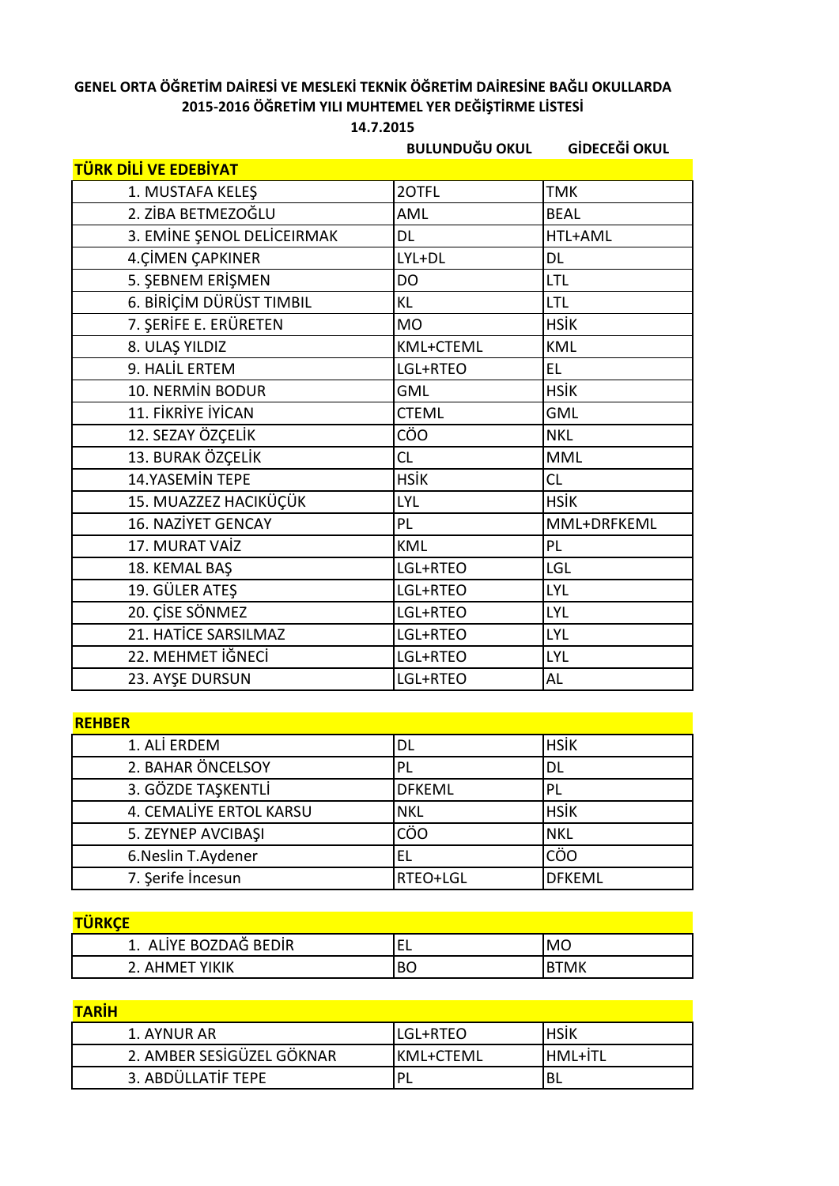**GENEL ORTA ÖĞRETİM DAİRESİ VE MESLEKİ TEKNİK ÖĞRETİM DAİRESİNE BAĞLI OKULLARDA 2015-2016 ÖĞRETİM YILI MUHTEMEL YER DEĞİŞTİRME LİSTESİ**

**14.7.2015**

| TÜRK DİLİ VE EDEBİYAT | BULUNDUĞU OKUL | GİDECEĞİ OKUL |
|---|---|---|
| 1. MUSTAFA KELEŞ | 2OTFL | TMK |
| 2. ZİBA BETMEZOĞLU | AML | BEAL |
| 3. EMİNE ŞENOL DELİCEIRMAK | DL | HTL+AML |
| 4.ÇİMEN ÇAPKINER | LYL+DL | DL |
| 5. ŞEBNEM ERİŞMEN | DO | LTL |
| 6. BİRİÇİM DÜRÜST TIMBIL | KL | LTL |
| 7. ŞERİFE E. ERÜRETEN | MO | HSİK |
| 8. ULAŞ YILDIZ | KML+CTEML | KML |
| 9. HALİL ERTEM | LGL+RTEO | EL |
| 10. NERMİN BODUR | GML | HSİK |
| 11. FİKRİYE İYİCAN | CTEML | GML |
| 12. SEZAY ÖZÇELİK | CÖO | NKL |
| 13. BURAK ÖZÇELİK | CL | MML |
| 14.YASEMİN TEPE | HSİK | CL |
| 15. MUAZZEZ HACIKÜÇÜK | LYL | HSİK |
| 16. NAZİYET GENCAY | PL | MML+DRFKEML |
| 17. MURAT VAİZ | KML | PL |
| 18. KEMAL BAŞ | LGL+RTEO | LGL |
| 19. GÜLER ATEŞ | LGL+RTEO | LYL |
| 20. ÇİSE SÖNMEZ | LGL+RTEO | LYL |
| 21. HATİCE SARSILMAZ | LGL+RTEO | LYL |
| 22. MEHMET İĞNECİ | LGL+RTEO | LYL |
| 23. AYŞE DURSUN | LGL+RTEO | AL |

| REHBER | | |
|---|---|---|
| 1. ALİ ERDEM | DL | HSİK |
| 2. BAHAR ÖNCELSOY | PL | DL |
| 3. GÖZDE TAŞKENTLİ | DFKEML | PL |
| 4. CEMALİYE ERTOL KARSU | NKL | HSİK |
| 5. ZEYNEP AVCIBAŞI | CÖO | NKL |
| 6.Neslin T.Aydener | EL | CÖO |
| 7. Şerife İncesun | RTEO+LGL | DFKEML |

| TÜRKÇE | | |
|---|---|---|
| 1. ALİYE BOZDAĞ BEDİR | EL | MO |
| 2. AHMET YIKIK | BO | BTMK |

| TARİH | | |
|---|---|---|
| 1. AYNUR AR | LGL+RTEO | HSİK |
| 2. AMBER SESİGÜZEL GÖKNAR | KML+CTEML | HML+İTL |
| 3. ABDÜLLATİF TEPE | PL | BL |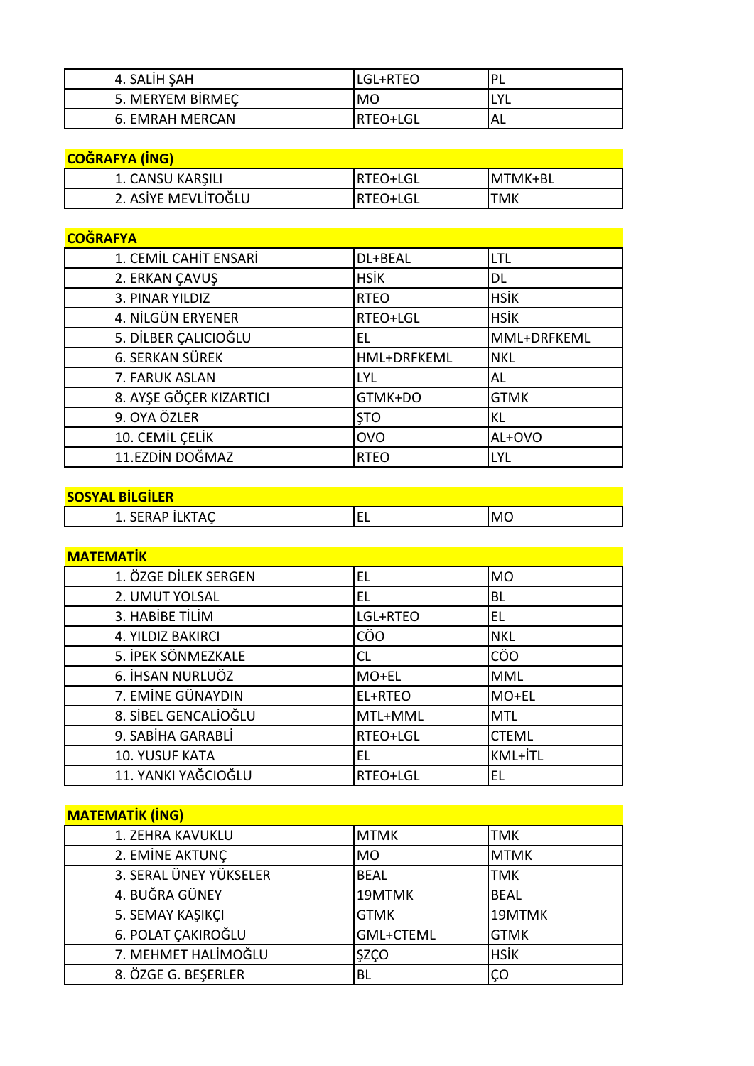| | | |
|---|---|---|
| 4. SALİH ŞAH | LGL+RTEO | PL |
| 5. MERYEM BİRMEÇ | MO | LYL |
| 6. EMRAH MERCAN | RTEO+LGL | AL |

| COĞRAFYA (İNG) | | |
|---|---|---|
| 1. CANSU KARŞILI | RTEO+LGL | MTMK+BL |
| 2. ASİYE MEVLİTOĞLU | RTEO+LGL | TMK |

| COĞRAFYA | | |
|---|---|---|
| 1. CEMİL CAHİT ENSARİ | DL+BEAL | LTL |
| 2. ERKAN ÇAVUŞ | HSİK | DL |
| 3. PINAR YILDIZ | RTEO | HSİK |
| 4. NİLGÜN ERYENER | RTEO+LGL | HSİK |
| 5. DİLBER ÇALICIOĞLU | EL | MML+DRFKEML |
| 6. SERKAN SÜREK | HML+DRFKEML | NKL |
| 7. FARUK ASLAN | LYL | AL |
| 8. AYŞE GÖÇER KIZARTICI | GTMK+DO | GTMK |
| 9. OYA ÖZLER | ŞTO | KL |
| 10. CEMİL ÇELİK | OVO | AL+OVO |
| 11.EZDİN DOĞMAZ | RTEO | LYL |

| SOSYAL BİLGİLER | | |
|---|---|---|
| 1. SERAP İLKTAÇ | EL | MO |

| MATEMATİK | | |
|---|---|---|
| 1. ÖZGE DİLEK SERGEN | EL | MO |
| 2. UMUT YOLSAL | EL | BL |
| 3. HABİBE TİLİM | LGL+RTEO | EL |
| 4. YILDIZ BAKIRCI | CÖO | NKL |
| 5. İPEK SÖNMEZKALE | CL | CÖO |
| 6. İHSAN NURLUÖZ | MO+EL | MML |
| 7. EMİNE GÜNAYDIN | EL+RTEO | MO+EL |
| 8. SİBEL GENCALİOĞLU | MTL+MML | MTL |
| 9. SABİHA GARABLİ | RTEO+LGL | CTEML |
| 10. YUSUF KATA | EL | KML+İTL |
| 11. YANKI YAĞCIOĞLU | RTEO+LGL | EL |

| MATEMATİK (İNG) | | |
|---|---|---|
| 1. ZEHRA KAVUKLU | MTMK | TMK |
| 2. EMİNE AKTUNÇ | MO | MTMK |
| 3. SERAL ÜNEY YÜKSELER | BEAL | TMK |
| 4. BUĞRA GÜNEY | 19MTMK | BEAL |
| 5. SEMAY KAŞIKÇI | GTMK | 19MTMK |
| 6. POLAT ÇAKIROĞLU | GML+CTEML | GTMK |
| 7. MEHMET HALİMOĞLU | ŞZÇO | HSİK |
| 8. ÖZGE G. BEŞERLER | BL | ÇO |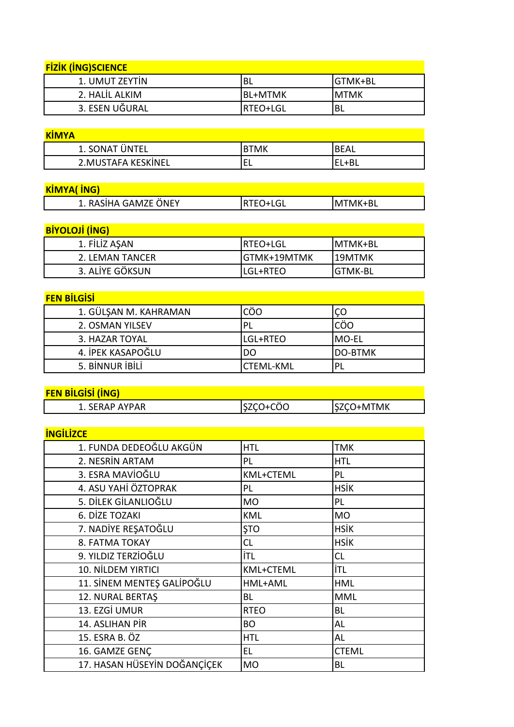| FİZİK (İNG)SCIENCE | | |
|---|---|---|
| 1. UMUT ZEYTİN | BL | GTMK+BL |
| 2. HALİL ALKIM | BL+MTMK | MTMK |
| 3. ESEN UĞURAL | RTEO+LGL | BL |

| KİMYA | | |
|---|---|---|
| 1. SONAT ÜNTEL | BTMK | BEAL |
| 2.MUSTAFA KESKİNEL | EL | EL+BL |

| KİMYA( İNG) | | |
|---|---|---|
| 1. RASİHA GAMZE ÖNEY | RTEO+LGL | MTMK+BL |

| BİYOLOJİ (İNG) | | |
|---|---|---|
| 1. FİLİZ AŞAN | RTEO+LGL | MTMK+BL |
| 2. LEMAN TANCER | GTMK+19MTMK | 19MTMK |
| 3. ALİYE GÖKSUN | LGL+RTEO | GTMK-BL |

| FEN BİLGİSİ | | |
|---|---|---|
| 1. GÜLŞAN M. KAHRAMAN | CÖO | ÇO |
| 2. OSMAN YILSEV | PL | CÖO |
| 3. HAZAR TOYAL | LGL+RTEO | MO-EL |
| 4. İPEK KASAPOĞLU | DO | DO-BTMK |
| 5. BİNNUR İBİLİ | CTEML-KML | PL |

| FEN BİLGİSİ (İNG) | | |
|---|---|---|
| 1. SERAP AYPAR | ŞZÇO+CÖO | ŞZÇO+MTMK |

| İNGİLİZCE | | |
|---|---|---|
| 1. FUNDA DEDEOĞLU AKGÜN | HTL | TMK |
| 2. NESRİN ARTAM | PL | HTL |
| 3. ESRA MAVİOĞLU | KML+CTEML | PL |
| 4. ASU YAHİ ÖZTOPRAK | PL | HSİK |
| 5. DİLEK GİLANLIOĞLU | MO | PL |
| 6. DİZE TOZAKI | KML | MO |
| 7. NADİYE REŞATOĞLU | ŞTO | HSİK |
| 8. FATMA TOKAY | CL | HSİK |
| 9. YILDIZ TERZİOĞLU | İTL | CL |
| 10. NİLDEM YIRTICI | KML+CTEML | İTL |
| 11. SİNEM MENTEŞ GALİPOĞLU | HML+AML | HML |
| 12. NURAL BERTAŞ | BL | MML |
| 13. EZGİ UMUR | RTEO | BL |
| 14. ASLIHAN PİR | BO | AL |
| 15. ESRA B. ÖZ | HTL | AL |
| 16. GAMZE GENÇ | EL | CTEML |
| 17. HASAN HÜSEYİN DOĞANÇİÇEK | MO | BL |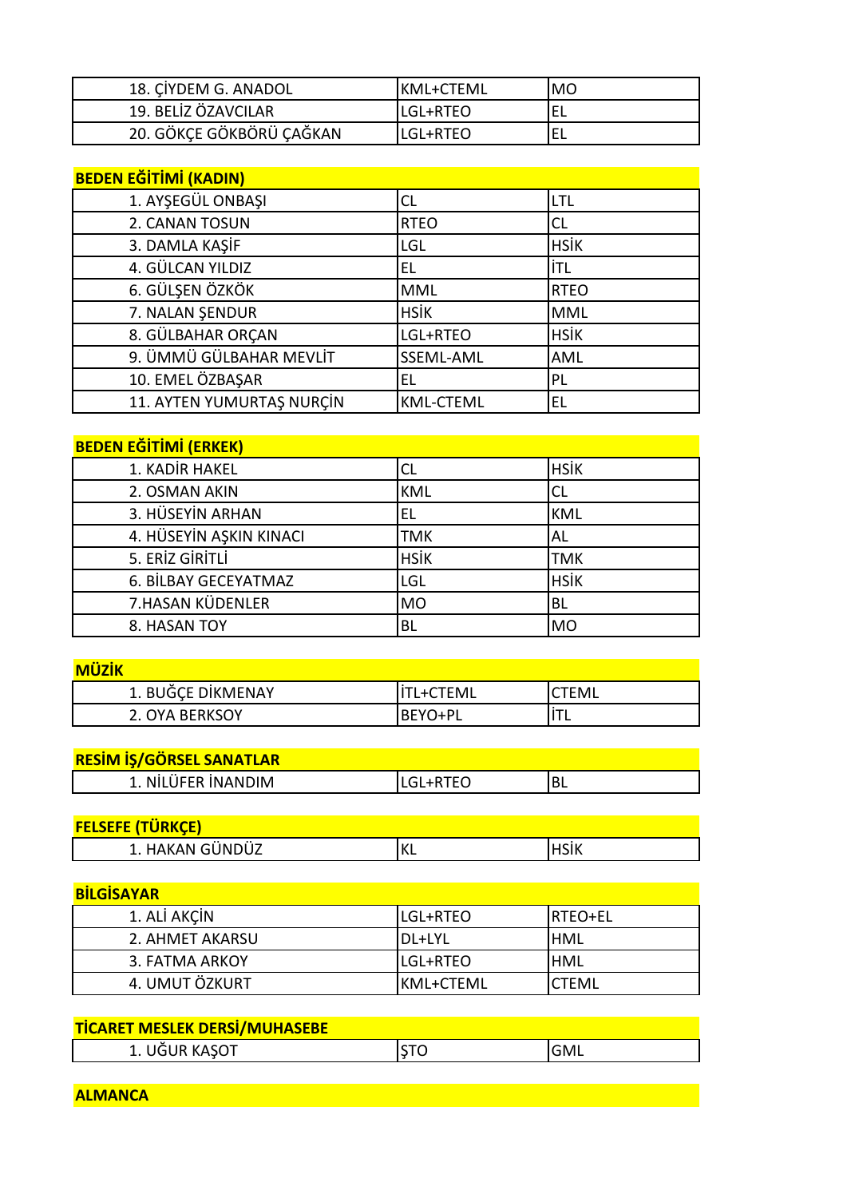| | | |
|---|---|---|
| 18. ÇİYDEM G. ANADOL | KML+CTEML | MO |
| 19. BELİZ ÖZAVCILAR | LGL+RTEO | EL |
| 20. GÖKÇE GÖKBÖRÜ ÇAĞKAN | LGL+RTEO | EL |

**BEDEN EĞİTİMİ (KADIN)**

| | | |
|---|---|---|
| 1. AYŞEGÜL ONBAŞI | CL | LTL |
| 2. CANAN TOSUN | RTEO | CL |
| 3. DAMLA KAŞİF | LGL | HSİK |
| 4. GÜLCAN YILDIZ | EL | İTL |
| 6. GÜLŞEN ÖZKÖK | MML | RTEO |
| 7. NALAN ŞENDUR | HSİK | MML |
| 8. GÜLBAHAR ORÇAN | LGL+RTEO | HSİK |
| 9. ÜMMÜ GÜLBAHAR MEVLİT | SSEML-AML | AML |
| 10. EMEL ÖZBAŞAR | EL | PL |
| 11. AYTEN YUMURTAŞ NURÇİN | KML-CTEML | EL |

**BEDEN EĞİTİMİ (ERKEK)**

| | | |
|---|---|---|
| 1. KADİR HAKEL | CL | HSİK |
| 2. OSMAN AKIN | KML | CL |
| 3. HÜSEYİN ARHAN | EL | KML |
| 4. HÜSEYİN AŞKIN KINACI | TMK | AL |
| 5. ERİZ GİRİTLİ | HSİK | TMK |
| 6. BİLBAY GECEYATMAZ | LGL | HSİK |
| 7.HASAN KÜDENLER | MO | BL |
| 8. HASAN TOY | BL | MO |

**MÜZİK**

| | | |
|---|---|---|
| 1. BUĞÇE DİKMENAY | İTL+CTEML | CTEML |
| 2. OYA BERKSOY | BEYO+PL | İTL |

**RESİM İŞ/GÖRSEL SANATLAR**

| | | |
|---|---|---|
| 1. NİLÜFER İNANDIM | LGL+RTEO | BL |

**FELSEFE (TÜRKÇE)**

| | | |
|---|---|---|
| 1. HAKAN GÜNDÜZ | KL | HSİK |

**BİLGİSAYAR**

| | | |
|---|---|---|
| 1. ALİ AKÇİN | LGL+RTEO | RTEO+EL |
| 2. AHMET AKARSU | DL+LYL | HML |
| 3. FATMA ARKOY | LGL+RTEO | HML |
| 4. UMUT ÖZKURT | KML+CTEML | CTEML |

**TİCARET MESLEK DERSİ/MUHASEBE**

| | | |
|---|---|---|
| 1. UĞUR KAŞOT | ŞTO | GML |

**ALMANCA**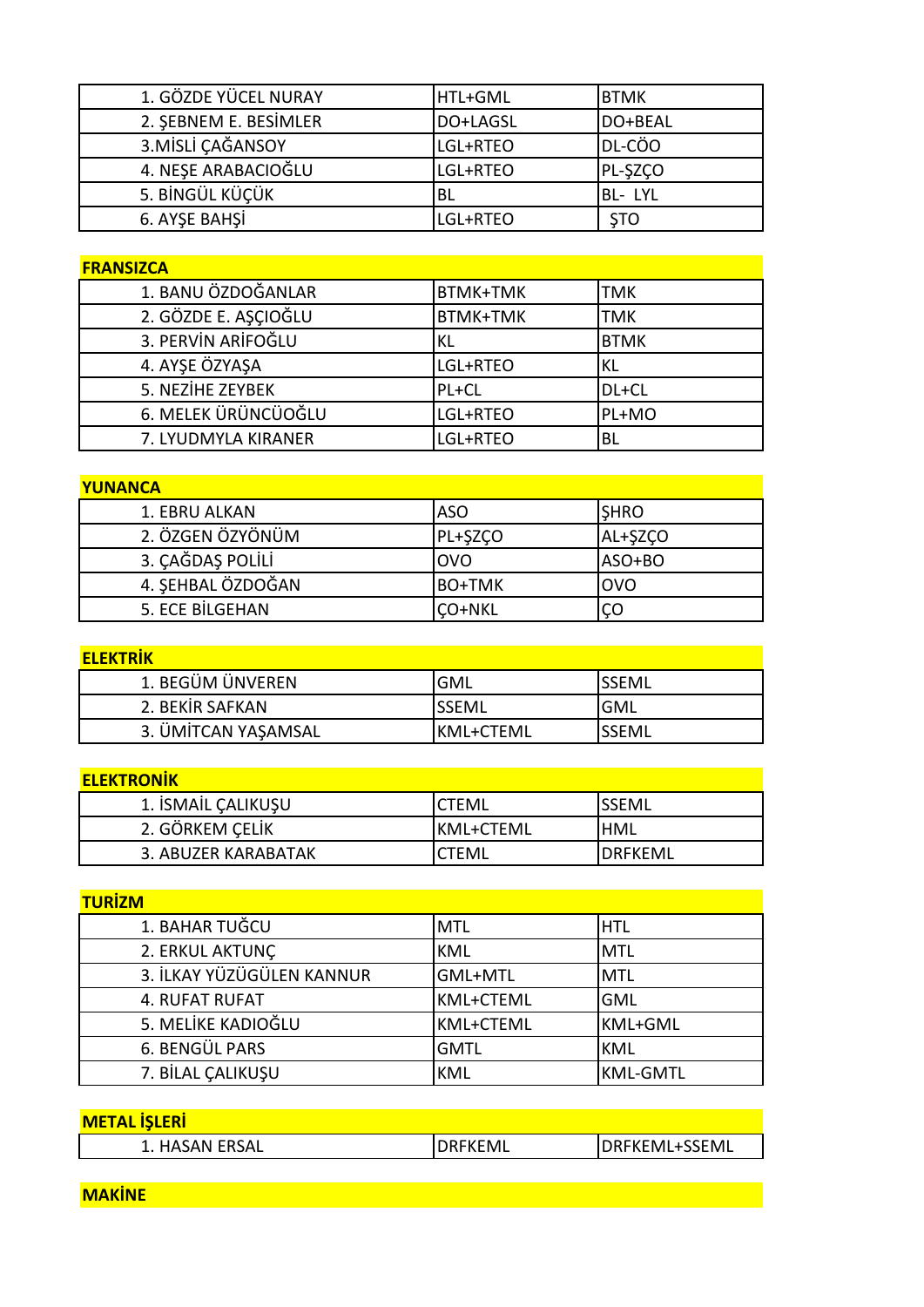| | | |
|---|---|---|
| 1. GÖZDE YÜCEL NURAY | HTL+GML | BTMK |
| 2. ŞEBNEM E. BESİMLER | DO+LAGSL | DO+BEAL |
| 3.MİSLİ ÇAĞANSOY | LGL+RTEO | DL-CÖO |
| 4. NEŞE ARABACIOĞLU | LGL+RTEO | PL-ŞZÇO |
| 5. BİNGÜL KÜÇÜK | BL | BL- LYL |
| 6. AYŞE BAHŞİ | LGL+RTEO | ŞTO |

**FRANSIZCA**

| | | |
|---|---|---|
| 1. BANU ÖZDOĞANLAR | BTMK+TMK | TMK |
| 2. GÖZDE E. AŞÇIOĞLU | BTMK+TMK | TMK |
| 3. PERVİN ARİFOĞLU | KL | BTMK |
| 4. AYŞE ÖZYAŞA | LGL+RTEO | KL |
| 5. NEZİHE ZEYBEK | PL+CL | DL+CL |
| 6. MELEK ÜRÜNCÜOĞLU | LGL+RTEO | PL+MO |
| 7. LYUDMYLA KIRANER | LGL+RTEO | BL |

**YUNANCA**

| | | |
|---|---|---|
| 1. EBRU ALKAN | ASO | ŞHRO |
| 2. ÖZGEN ÖZYÖNÜM | PL+ŞZÇO | AL+ŞZÇO |
| 3. ÇAĞDAŞ POLİLİ | OVO | ASO+BO |
| 4. ŞEHBAL ÖZDOĞAN | BO+TMK | OVO |
| 5. ECE BİLGEHAN | ÇO+NKL | ÇO |

**ELEKTRİK**

| | | |
|---|---|---|
| 1. BEGÜM ÜNVEREN | GML | SSEML |
| 2. BEKİR SAFKAN | SSEML | GML |
| 3. ÜMİTCAN YAŞAMSAL | KML+CTEML | SSEML |

**ELEKTRONİK**

| | | |
|---|---|---|
| 1. İSMAİL ÇALIKUŞU | CTEML | SSEML |
| 2. GÖRKEM ÇELİK | KML+CTEML | HML |
| 3. ABUZER KARABATAK | CTEML | DRFKEML |

**TURİZM**

| | | |
|---|---|---|
| 1. BAHAR TUĞCU | MTL | HTL |
| 2. ERKUL AKTUNÇ | KML | MTL |
| 3. İLKAY YÜZÜGÜLEN KANNUR | GML+MTL | MTL |
| 4. RUFAT RUFAT | KML+CTEML | GML |
| 5. MELİKE KADIOĞLU | KML+CTEML | KML+GML |
| 6. BENGÜL PARS | GMTL | KML |
| 7. BİLAL ÇALIKUŞU | KML | KML-GMTL |

**METAL İŞLERİ**

| | | |
|---|---|---|
| 1. HASAN ERSAL | DRFKEML | DRFKEML+SSEML |

**MAKİNE**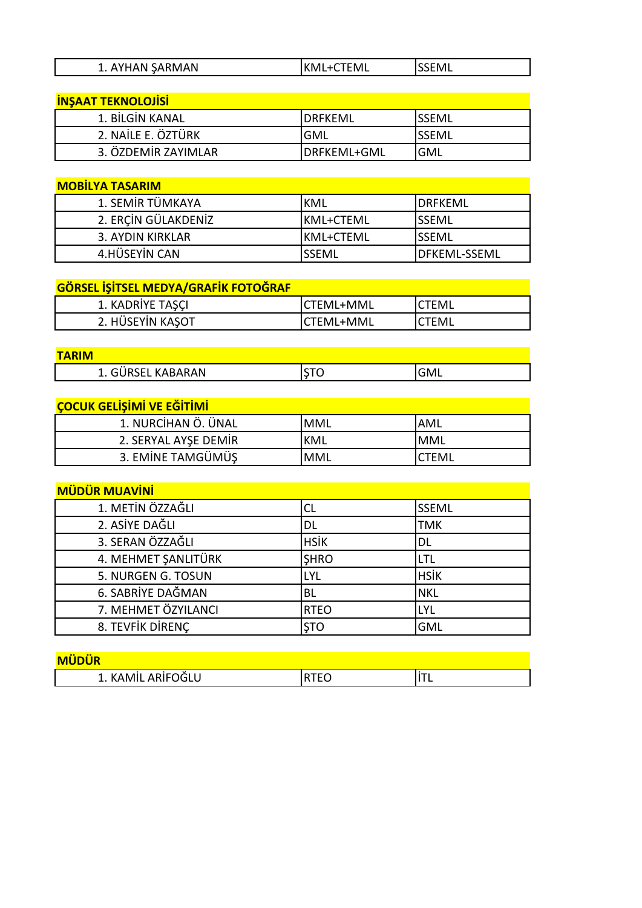| | | |
|---|---|---|
| 1. AYHAN ŞARMAN | KML+CTEML | SSEML |

**İNŞAAT TEKNOLOJİSİ**

| | | |
|---|---|---|
| 1. BİLGİN KANAL | DRFKEML | SSEML |
| 2. NAİLE E. ÖZTÜRK | GML | SSEML |
| 3. ÖZDEMİR ZAYIMLAR | DRFKEML+GML | GML |

**MOBİLYA TASARIM**

| | | |
|---|---|---|
| 1. SEMİR TÜMKAYA | KML | DRFKEML |
| 2. ERÇİN GÜLAKDENİZ | KML+CTEML | SSEML |
| 3. AYDIN KIRKLAR | KML+CTEML | SSEML |
| 4.HÜSEYİN CAN | SSEML | DFKEML-SSEML |

**GÖRSEL İŞİTSEL MEDYA/GRAFİK FOTOĞRAF**

| | | |
|---|---|---|
| 1. KADRİYE TAŞÇI | CTEML+MML | CTEML |
| 2. HÜSEYİN KAŞOT | CTEML+MML | CTEML |

**TARIM**

| | | |
|---|---|---|
| 1. GÜRSEL KABARAN | ŞTO | GML |

**ÇOCUK GELİŞİMİ VE EĞİTİMİ**

| | | |
|---|---|---|
| 1. NURCİHAN Ö. ÜNAL | MML | AML |
| 2. SERYAL AYŞE DEMİR | KML | MML |
| 3. EMİNE TAMGÜMÜŞ | MML | CTEML |

**MÜDÜR MUAVİNİ**

| | | |
|---|---|---|
| 1. METİN ÖZZAĞLI | CL | SSEML |
| 2. ASİYE DAĞLI | DL | TMK |
| 3. SERAN ÖZZAĞLI | HSİK | DL |
| 4. MEHMET ŞANLITÜRK | ŞHRO | LTL |
| 5. NURGEN G. TOSUN | LYL | HSİK |
| 6. SABRİYE DAĞMAN | BL | NKL |
| 7. MEHMET ÖZYILANCI | RTEO | LYL |
| 8. TEVFİK DİRENÇ | ŞTO | GML |

**MÜDÜR**

| | | |
|---|---|---|
| 1. KAMİL ARİFOĞLU | RTEO | İTL |